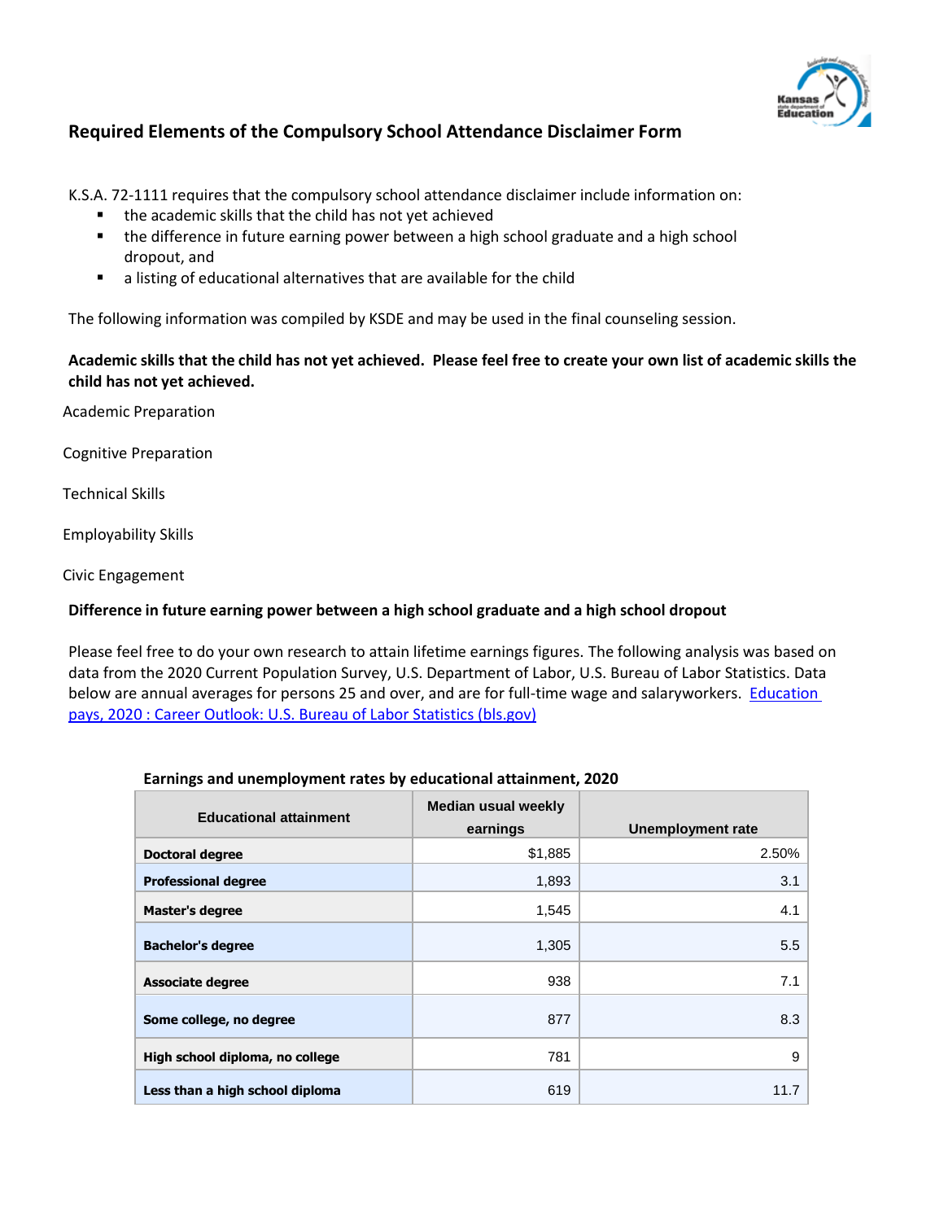## Required Elements of the Compulsory School Attendance Disclaimer Form

K.S.A. 72-1111 requires that the compulsory school attendance disclaimer include information on:

- the academic skills that the child has not yet achieved
- the difference in future earning power between a high school graduate and a high school dropout, and
- a listing of educational alternatives that are available for the child

The following information was compiled by KSDE and may be used in the final counseling session.

**Academic skills that the child has not yet achieved. Please feel free to create your own list of academic skills the child has not yet achieved.**

Academic Preparation

Cognitive Preparation

Technical Skills

Employability Skills

Civic Engagement

**Difference in future earning power between a high school graduate and a high school dropout**

Please feel free to do your own research to attain lifetime earnings figures. The following analysis was based on data from the 2020 Current Population Survey, U.S. Department of Labor, U.S. Bureau of Labor Statistics. Data below are annual averages for persons 25 and over, and are for full-time wage and salaryworkers. [Education pays, 2020 : Career Outlook: U.S. Bureau of Labor Statistics (bls.gov)]

**Earnings and unemployment rates by educational attainment, 2020**

| Educational attainment | Median usual weekly earnings | Unemployment rate |
|---|---|---|
| **Doctoral degree** | $1,885 | 2.50% |
| **Professional degree** | 1,893 | 3.1 |
| **Master's degree** | 1,545 | 4.1 |
| **Bachelor's degree** | 1,305 | 5.5 |
| **Associate degree** | 938 | 7.1 |
| **Some college, no degree** | 877 | 8.3 |
| **High school diploma, no college** | 781 | 9 |
| **Less than a high school diploma** | 619 | 11.7 |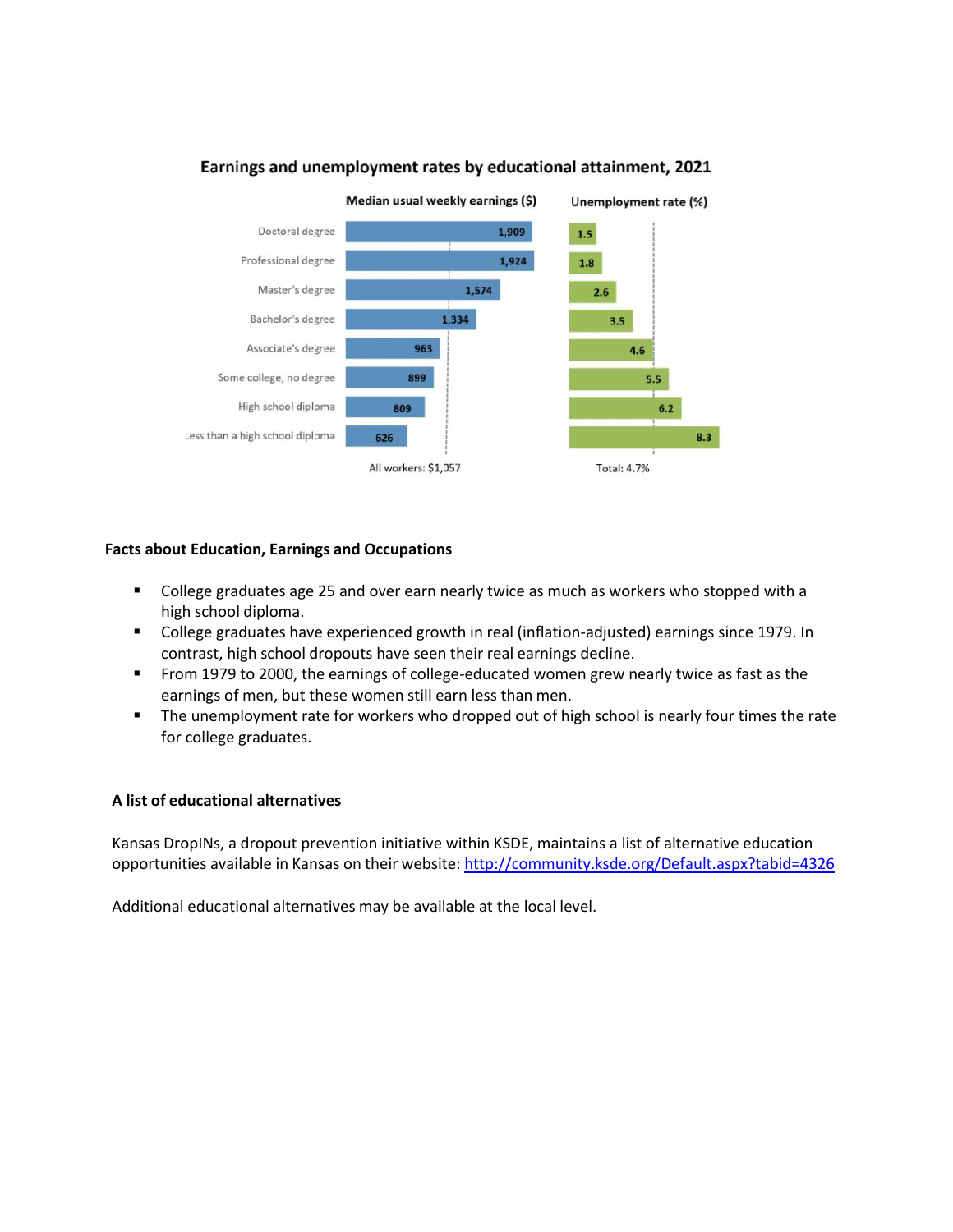**Earnings and unemployment rates by educational attainment, 2021**

Median usual weekly earnings ($)

Unemployment rate (%)

Doctoral degree 1,909 1.5

Professional degree 1,924 1.8

Master's degree 1,574 2.6

Bachelor's degree 1,334 3.5

Associate's degree 963 4.6

Some college, no degree 899 5.5

High school diploma 809 6.2

Less than a high school diploma 626 8.3

All workers: $1,057

Total: 4.7%

### Facts about Education, Earnings and Occupations

- College graduates age 25 and over earn nearly twice as much as workers who stopped with a high school diploma.
- College graduates have experienced growth in real (inflation-adjusted) earnings since 1979. In contrast, high school dropouts have seen their real earnings decline.
- From 1979 to 2000, the earnings of college-educated women grew nearly twice as fast as the earnings of men, but these women still earn less than men.
- The unemployment rate for workers who dropped out of high school is nearly four times the rate for college graduates.

### A list of educational alternatives

Kansas DropINs, a dropout prevention initiative within KSDE, maintains a list of alternative education opportunities available in Kansas on their website: [http://community.ksde.org/Default.aspx?tabid=4326](http://community.ksde.org/Default.aspx?tabid=4326)

Additional educational alternatives may be available at the local level.